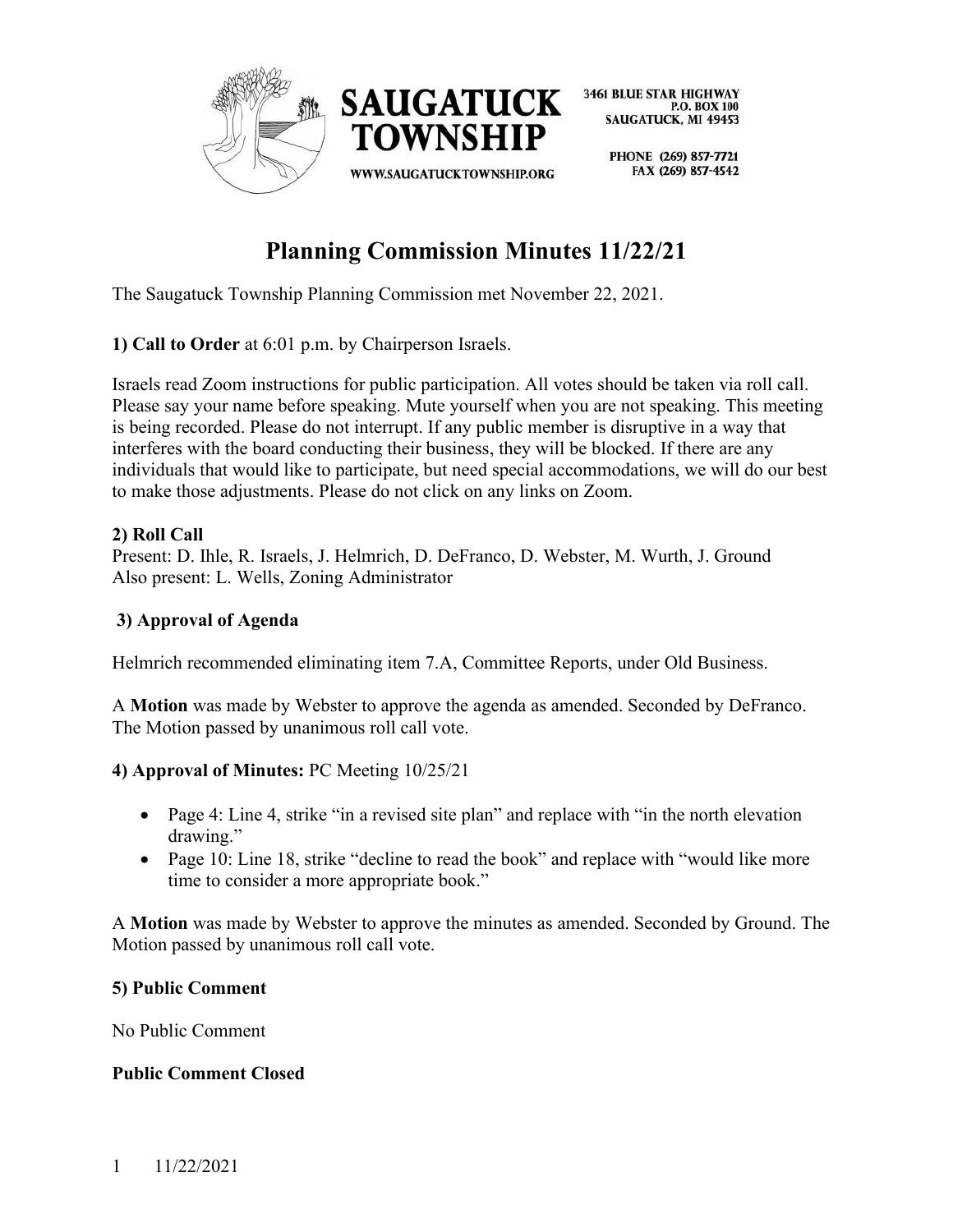SAUGATUCK TOWNSHIP

WWW.SAUGATUCKTOWNSHIP.ORG

3461 BLUE STAR HIGHWAY
P.O. BOX 100
SAUGATUCK, MI 49453

PHONE (269) 857-7721
FAX (269) 857-4542

# Planning Commission Minutes 11/22/21

The Saugatuck Township Planning Commission met November 22, 2021.

**1) Call to Order** at 6:01 p.m. by Chairperson Israels.

Israels read Zoom instructions for public participation. All votes should be taken via roll call. Please say your name before speaking. Mute yourself when you are not speaking. This meeting is being recorded. Please do not interrupt. If any public member is disruptive in a way that interferes with the board conducting their business, they will be blocked. If there are any individuals that would like to participate, but need special accommodations, we will do our best to make those adjustments. Please do not click on any links on Zoom.

**2) Roll Call**
Present: D. Ihle, R. Israels, J. Helmrich, D. DeFranco, D. Webster, M. Wurth, J. Ground
Also present: L. Wells, Zoning Administrator

**3) Approval of Agenda**

Helmrich recommended eliminating item 7.A, Committee Reports, under Old Business.

A **Motion** was made by Webster to approve the agenda as amended. Seconded by DeFranco. The Motion passed by unanimous roll call vote.

**4) Approval of Minutes:** PC Meeting 10/25/21

- Page 4: Line 4, strike "in a revised site plan" and replace with "in the north elevation drawing."
- Page 10: Line 18, strike "decline to read the book" and replace with "would like more time to consider a more appropriate book."

A **Motion** was made by Webster to approve the minutes as amended. Seconded by Ground. The Motion passed by unanimous roll call vote.

**5) Public Comment**

No Public Comment

**Public Comment Closed**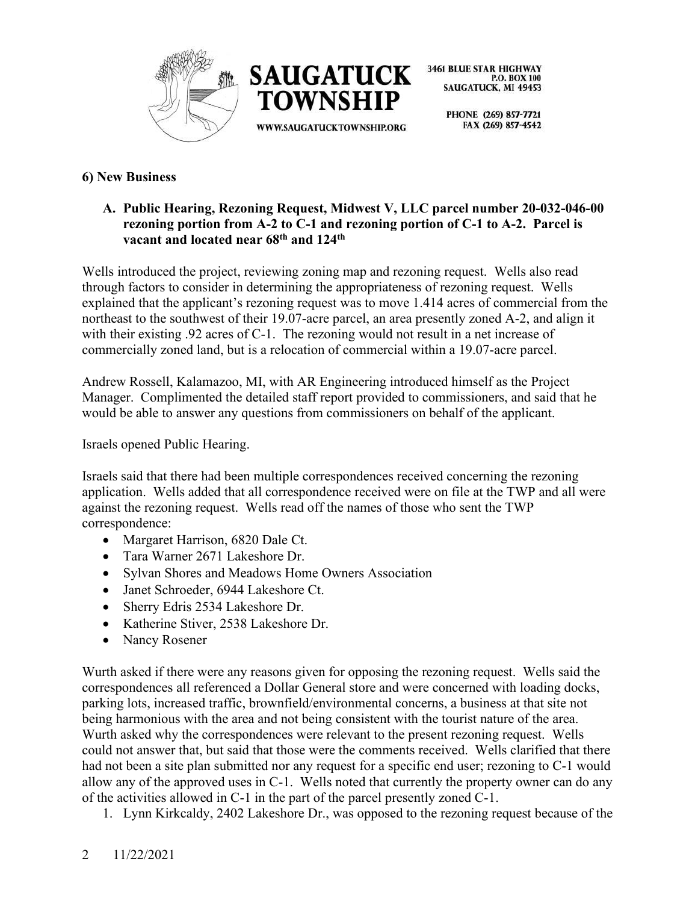## 6) New Business

**A. Public Hearing, Rezoning Request, Midwest V, LLC parcel number 20-032-046-00 rezoning portion from A-2 to C-1 and rezoning portion of C-1 to A-2. Parcel is vacant and located near 68th and 124th**

Wells introduced the project, reviewing zoning map and rezoning request. Wells also read through factors to consider in determining the appropriateness of rezoning request. Wells explained that the applicant's rezoning request was to move 1.414 acres of commercial from the northeast to the southwest of their 19.07-acre parcel, an area presently zoned A-2, and align it with their existing .92 acres of C-1. The rezoning would not result in a net increase of commercially zoned land, but is a relocation of commercial within a 19.07-acre parcel.

Andrew Rossell, Kalamazoo, MI, with AR Engineering introduced himself as the Project Manager. Complimented the detailed staff report provided to commissioners, and said that he would be able to answer any questions from commissioners on behalf of the applicant.

Israels opened Public Hearing.

Israels said that there had been multiple correspondences received concerning the rezoning application. Wells added that all correspondence received were on file at the TWP and all were against the rezoning request. Wells read off the names of those who sent the TWP correspondence:

- Margaret Harrison, 6820 Dale Ct.
- Tara Warner 2671 Lakeshore Dr.
- Sylvan Shores and Meadows Home Owners Association
- Janet Schroeder, 6944 Lakeshore Ct.
- Sherry Edris 2534 Lakeshore Dr.
- Katherine Stiver, 2538 Lakeshore Dr.
- Nancy Rosener

Wurth asked if there were any reasons given for opposing the rezoning request. Wells said the correspondences all referenced a Dollar General store and were concerned with loading docks, parking lots, increased traffic, brownfield/environmental concerns, a business at that site not being harmonious with the area and not being consistent with the tourist nature of the area. Wurth asked why the correspondences were relevant to the present rezoning request. Wells could not answer that, but said that those were the comments received. Wells clarified that there had not been a site plan submitted nor any request for a specific end user; rezoning to C-1 would allow any of the approved uses in C-1. Wells noted that currently the property owner can do any of the activities allowed in C-1 in the part of the parcel presently zoned C-1.

1. Lynn Kirkcaldy, 2402 Lakeshore Dr., was opposed to the rezoning request because of the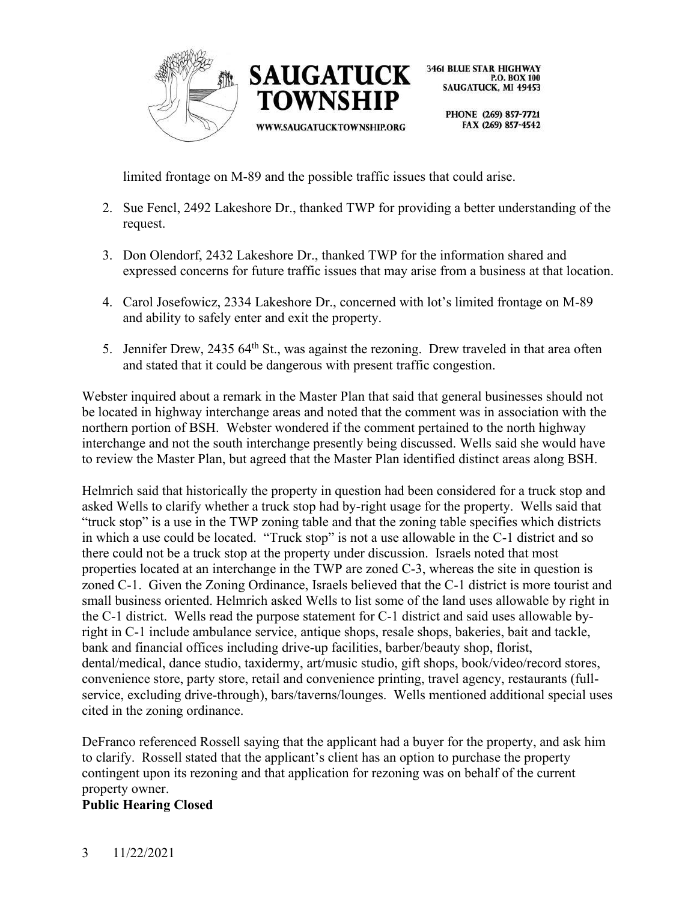limited frontage on M-89 and the possible traffic issues that could arise.

2. Sue Fencl, 2492 Lakeshore Dr., thanked TWP for providing a better understanding of the request.

3. Don Olendorf, 2432 Lakeshore Dr., thanked TWP for the information shared and expressed concerns for future traffic issues that may arise from a business at that location.

4. Carol Josefowicz, 2334 Lakeshore Dr., concerned with lot's limited frontage on M-89 and ability to safely enter and exit the property.

5. Jennifer Drew, 2435 64th St., was against the rezoning. Drew traveled in that area often and stated that it could be dangerous with present traffic congestion.

Webster inquired about a remark in the Master Plan that said that general businesses should not be located in highway interchange areas and noted that the comment was in association with the northern portion of BSH. Webster wondered if the comment pertained to the north highway interchange and not the south interchange presently being discussed. Wells said she would have to review the Master Plan, but agreed that the Master Plan identified distinct areas along BSH.

Helmrich said that historically the property in question had been considered for a truck stop and asked Wells to clarify whether a truck stop had by-right usage for the property. Wells said that "truck stop" is a use in the TWP zoning table and that the zoning table specifies which districts in which a use could be located. "Truck stop" is not a use allowable in the C-1 district and so there could not be a truck stop at the property under discussion. Israels noted that most properties located at an interchange in the TWP are zoned C-3, whereas the site in question is zoned C-1. Given the Zoning Ordinance, Israels believed that the C-1 district is more tourist and small business oriented. Helmrich asked Wells to list some of the land uses allowable by right in the C-1 district. Wells read the purpose statement for C-1 district and said uses allowable by-right in C-1 include ambulance service, antique shops, resale shops, bakeries, bait and tackle, bank and financial offices including drive-up facilities, barber/beauty shop, florist, dental/medical, dance studio, taxidermy, art/music studio, gift shops, book/video/record stores, convenience store, party store, retail and convenience printing, travel agency, restaurants (full-service, excluding drive-through), bars/taverns/lounges. Wells mentioned additional special uses cited in the zoning ordinance.

DeFranco referenced Rossell saying that the applicant had a buyer for the property, and ask him to clarify. Rossell stated that the applicant's client has an option to purchase the property contingent upon its rezoning and that application for rezoning was on behalf of the current property owner.

**Public Hearing Closed**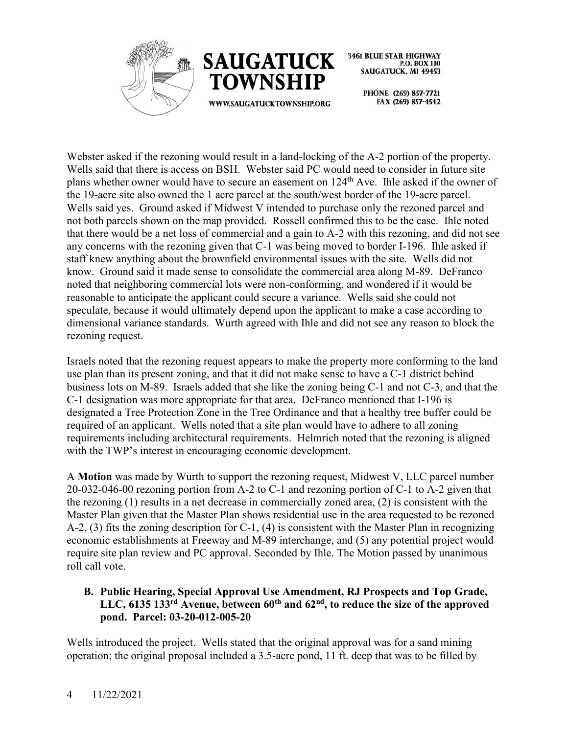Webster asked if the rezoning would result in a land-locking of the A-2 portion of the property. Wells said that there is access on BSH. Webster said PC would need to consider in future site plans whether owner would have to secure an easement on 124th Ave. Ihle asked if the owner of the 19-acre site also owned the 1 acre parcel at the south/west border of the 19-acre parcel. Wells said yes. Ground asked if Midwest V intended to purchase only the rezoned parcel and not both parcels shown on the map provided. Rossell confirmed this to be the case. Ihle noted that there would be a net loss of commercial and a gain to A-2 with this rezoning, and did not see any concerns with the rezoning given that C-1 was being moved to border I-196. Ihle asked if staff knew anything about the brownfield environmental issues with the site. Wells did not know. Ground said it made sense to consolidate the commercial area along M-89. DeFranco noted that neighboring commercial lots were non-conforming, and wondered if it would be reasonable to anticipate the applicant could secure a variance. Wells said she could not speculate, because it would ultimately depend upon the applicant to make a case according to dimensional variance standards. Wurth agreed with Ihle and did not see any reason to block the rezoning request.

Israels noted that the rezoning request appears to make the property more conforming to the land use plan than its present zoning, and that it did not make sense to have a C-1 district behind business lots on M-89. Israels added that she like the zoning being C-1 and not C-3, and that the C-1 designation was more appropriate for that area. DeFranco mentioned that I-196 is designated a Tree Protection Zone in the Tree Ordinance and that a healthy tree buffer could be required of an applicant. Wells noted that a site plan would have to adhere to all zoning requirements including architectural requirements. Helmrich noted that the rezoning is aligned with the TWP's interest in encouraging economic development.

A **Motion** was made by Wurth to support the rezoning request, Midwest V, LLC parcel number 20-032-046-00 rezoning portion from A-2 to C-1 and rezoning portion of C-1 to A-2 given that the rezoning (1) results in a net decrease in commercially zoned area, (2) is consistent with the Master Plan given that the Master Plan shows residential use in the area requested to be rezoned A-2, (3) fits the zoning description for C-1, (4) is consistent with the Master Plan in recognizing economic establishments at Freeway and M-89 interchange, and (5) any potential project would require site plan review and PC approval. Seconded by Ihle. The Motion passed by unanimous roll call vote.

**B. Public Hearing, Special Approval Use Amendment, RJ Prospects and Top Grade, LLC, 6135 133rd Avenue, between 60th and 62nd, to reduce the size of the approved pond. Parcel: 03-20-012-005-20**

Wells introduced the project. Wells stated that the original approval was for a sand mining operation; the original proposal included a 3.5-acre pond, 11 ft. deep that was to be filled by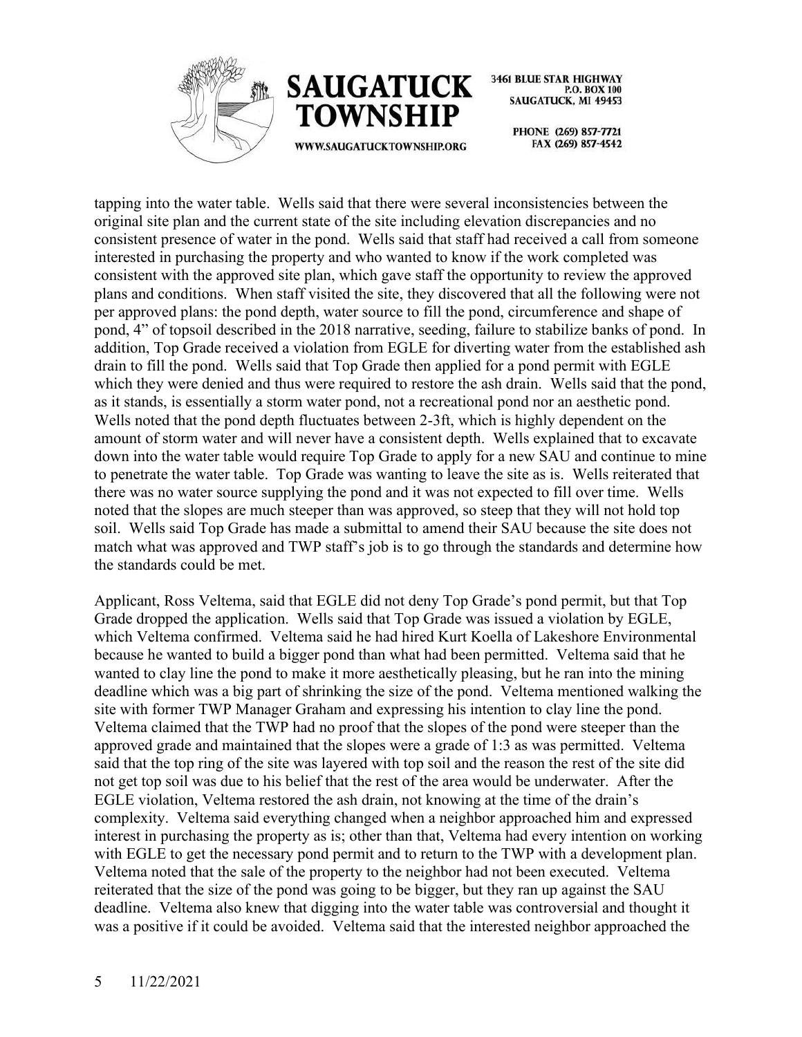tapping into the water table. Wells said that there were several inconsistencies between the original site plan and the current state of the site including elevation discrepancies and no consistent presence of water in the pond. Wells said that staff had received a call from someone interested in purchasing the property and who wanted to know if the work completed was consistent with the approved site plan, which gave staff the opportunity to review the approved plans and conditions. When staff visited the site, they discovered that all the following were not per approved plans: the pond depth, water source to fill the pond, circumference and shape of pond, 4" of topsoil described in the 2018 narrative, seeding, failure to stabilize banks of pond. In addition, Top Grade received a violation from EGLE for diverting water from the established ash drain to fill the pond. Wells said that Top Grade then applied for a pond permit with EGLE which they were denied and thus were required to restore the ash drain. Wells said that the pond, as it stands, is essentially a storm water pond, not a recreational pond nor an aesthetic pond. Wells noted that the pond depth fluctuates between 2-3ft, which is highly dependent on the amount of storm water and will never have a consistent depth. Wells explained that to excavate down into the water table would require Top Grade to apply for a new SAU and continue to mine to penetrate the water table. Top Grade was wanting to leave the site as is. Wells reiterated that there was no water source supplying the pond and it was not expected to fill over time. Wells noted that the slopes are much steeper than was approved, so steep that they will not hold top soil. Wells said Top Grade has made a submittal to amend their SAU because the site does not match what was approved and TWP staff's job is to go through the standards and determine how the standards could be met.

Applicant, Ross Veltema, said that EGLE did not deny Top Grade's pond permit, but that Top Grade dropped the application. Wells said that Top Grade was issued a violation by EGLE, which Veltema confirmed. Veltema said he had hired Kurt Koella of Lakeshore Environmental because he wanted to build a bigger pond than what had been permitted. Veltema said that he wanted to clay line the pond to make it more aesthetically pleasing, but he ran into the mining deadline which was a big part of shrinking the size of the pond. Veltema mentioned walking the site with former TWP Manager Graham and expressing his intention to clay line the pond. Veltema claimed that the TWP had no proof that the slopes of the pond were steeper than the approved grade and maintained that the slopes were a grade of 1:3 as was permitted. Veltema said that the top ring of the site was layered with top soil and the reason the rest of the site did not get top soil was due to his belief that the rest of the area would be underwater. After the EGLE violation, Veltema restored the ash drain, not knowing at the time of the drain's complexity. Veltema said everything changed when a neighbor approached him and expressed interest in purchasing the property as is; other than that, Veltema had every intention on working with EGLE to get the necessary pond permit and to return to the TWP with a development plan. Veltema noted that the sale of the property to the neighbor had not been executed. Veltema reiterated that the size of the pond was going to be bigger, but they ran up against the SAU deadline. Veltema also knew that digging into the water table was controversial and thought it was a positive if it could be avoided. Veltema said that the interested neighbor approached the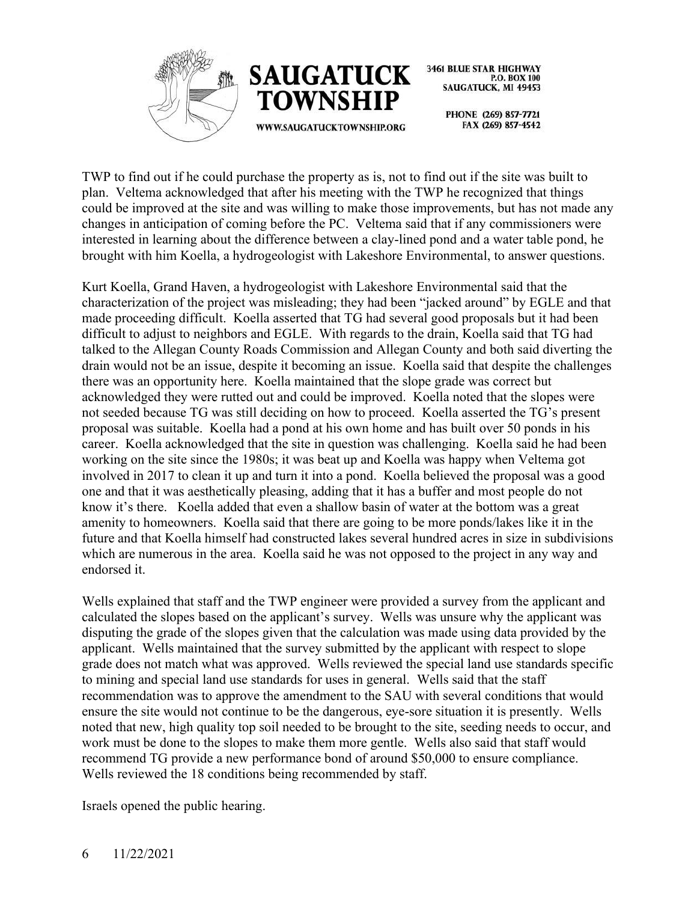TWP to find out if he could purchase the property as is, not to find out if the site was built to plan. Veltema acknowledged that after his meeting with the TWP he recognized that things could be improved at the site and was willing to make those improvements, but has not made any changes in anticipation of coming before the PC. Veltema said that if any commissioners were interested in learning about the difference between a clay-lined pond and a water table pond, he brought with him Koella, a hydrogeologist with Lakeshore Environmental, to answer questions.

Kurt Koella, Grand Haven, a hydrogeologist with Lakeshore Environmental said that the characterization of the project was misleading; they had been "jacked around" by EGLE and that made proceeding difficult. Koella asserted that TG had several good proposals but it had been difficult to adjust to neighbors and EGLE. With regards to the drain, Koella said that TG had talked to the Allegan County Roads Commission and Allegan County and both said diverting the drain would not be an issue, despite it becoming an issue. Koella said that despite the challenges there was an opportunity here. Koella maintained that the slope grade was correct but acknowledged they were rutted out and could be improved. Koella noted that the slopes were not seeded because TG was still deciding on how to proceed. Koella asserted the TG's present proposal was suitable. Koella had a pond at his own home and has built over 50 ponds in his career. Koella acknowledged that the site in question was challenging. Koella said he had been working on the site since the 1980s; it was beat up and Koella was happy when Veltema got involved in 2017 to clean it up and turn it into a pond. Koella believed the proposal was a good one and that it was aesthetically pleasing, adding that it has a buffer and most people do not know it's there. Koella added that even a shallow basin of water at the bottom was a great amenity to homeowners. Koella said that there are going to be more ponds/lakes like it in the future and that Koella himself had constructed lakes several hundred acres in size in subdivisions which are numerous in the area. Koella said he was not opposed to the project in any way and endorsed it.

Wells explained that staff and the TWP engineer were provided a survey from the applicant and calculated the slopes based on the applicant's survey. Wells was unsure why the applicant was disputing the grade of the slopes given that the calculation was made using data provided by the applicant. Wells maintained that the survey submitted by the applicant with respect to slope grade does not match what was approved. Wells reviewed the special land use standards specific to mining and special land use standards for uses in general. Wells said that the staff recommendation was to approve the amendment to the SAU with several conditions that would ensure the site would not continue to be the dangerous, eye-sore situation it is presently. Wells noted that new, high quality top soil needed to be brought to the site, seeding needs to occur, and work must be done to the slopes to make them more gentle. Wells also said that staff would recommend TG provide a new performance bond of around $50,000 to ensure compliance. Wells reviewed the 18 conditions being recommended by staff.

Israels opened the public hearing.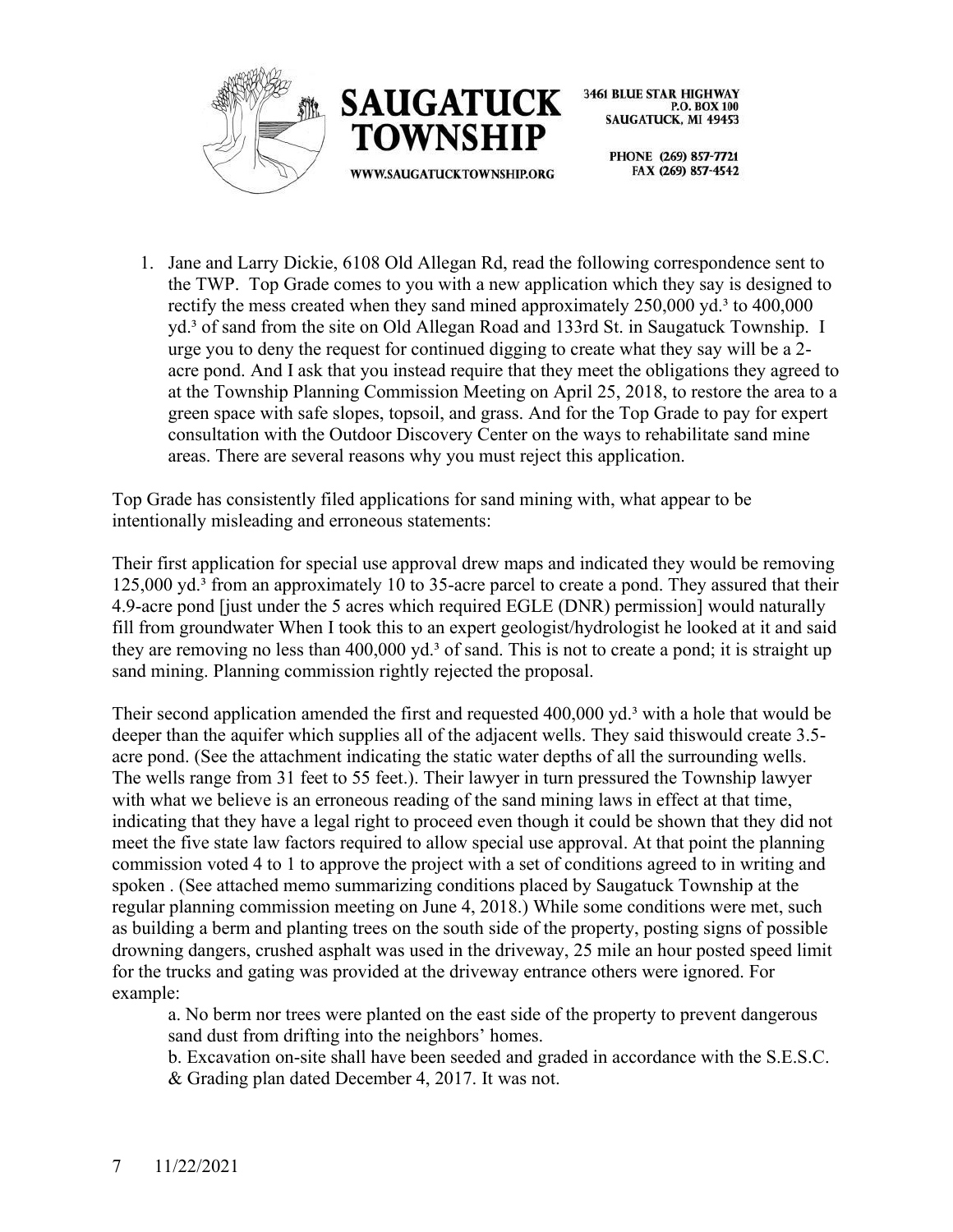1. Jane and Larry Dickie, 6108 Old Allegan Rd, read the following correspondence sent to the TWP. Top Grade comes to you with a new application which they say is designed to rectify the mess created when they sand mined approximately 250,000 yd.³ to 400,000 yd.³ of sand from the site on Old Allegan Road and 133rd St. in Saugatuck Township. I urge you to deny the request for continued digging to create what they say will be a 2-acre pond. And I ask that you instead require that they meet the obligations they agreed to at the Township Planning Commission Meeting on April 25, 2018, to restore the area to a green space with safe slopes, topsoil, and grass. And for the Top Grade to pay for expert consultation with the Outdoor Discovery Center on the ways to rehabilitate sand mine areas. There are several reasons why you must reject this application.

Top Grade has consistently filed applications for sand mining with, what appear to be intentionally misleading and erroneous statements:

Their first application for special use approval drew maps and indicated they would be removing 125,000 yd.³ from an approximately 10 to 35-acre parcel to create a pond. They assured that their 4.9-acre pond [just under the 5 acres which required EGLE (DNR) permission] would naturally fill from groundwater When I took this to an expert geologist/hydrologist he looked at it and said they are removing no less than 400,000 yd.³ of sand. This is not to create a pond; it is straight up sand mining. Planning commission rightly rejected the proposal.

Their second application amended the first and requested 400,000 yd.³ with a hole that would be deeper than the aquifer which supplies all of the adjacent wells. They said thiswould create 3.5-acre pond. (See the attachment indicating the static water depths of all the surrounding wells. The wells range from 31 feet to 55 feet.). Their lawyer in turn pressured the Township lawyer with what we believe is an erroneous reading of the sand mining laws in effect at that time, indicating that they have a legal right to proceed even though it could be shown that they did not meet the five state law factors required to allow special use approval. At that point the planning commission voted 4 to 1 to approve the project with a set of conditions agreed to in writing and spoken . (See attached memo summarizing conditions placed by Saugatuck Township at the regular planning commission meeting on June 4, 2018.) While some conditions were met, such as building a berm and planting trees on the south side of the property, posting signs of possible drowning dangers, crushed asphalt was used in the driveway, 25 mile an hour posted speed limit for the trucks and gating was provided at the driveway entrance others were ignored. For example:

a. No berm nor trees were planted on the east side of the property to prevent dangerous sand dust from drifting into the neighbors' homes.

b. Excavation on-site shall have been seeded and graded in accordance with the S.E.S.C. & Grading plan dated December 4, 2017. It was not.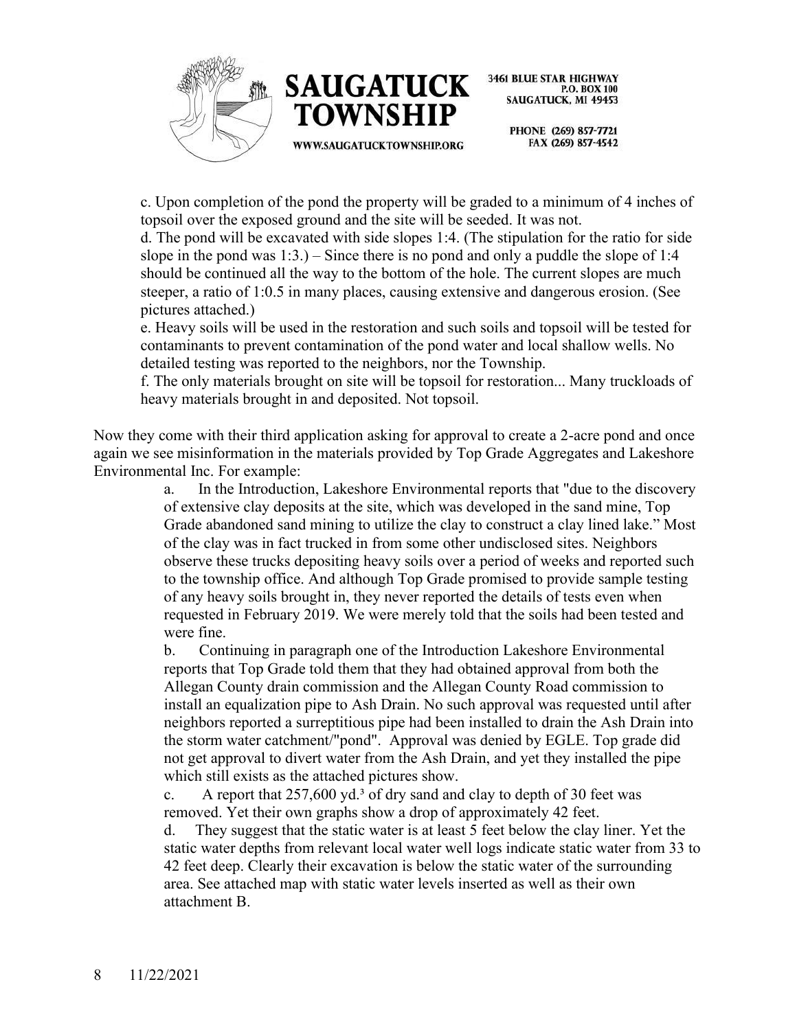c. Upon completion of the pond the property will be graded to a minimum of 4 inches of topsoil over the exposed ground and the site will be seeded. It was not.

d. The pond will be excavated with side slopes 1:4. (The stipulation for the ratio for side slope in the pond was 1:3.) – Since there is no pond and only a puddle the slope of 1:4 should be continued all the way to the bottom of the hole. The current slopes are much steeper, a ratio of 1:0.5 in many places, causing extensive and dangerous erosion. (See pictures attached.)

e. Heavy soils will be used in the restoration and such soils and topsoil will be tested for contaminants to prevent contamination of the pond water and local shallow wells. No detailed testing was reported to the neighbors, nor the Township.

f. The only materials brought on site will be topsoil for restoration... Many truckloads of heavy materials brought in and deposited. Not topsoil.

Now they come with their third application asking for approval to create a 2-acre pond and once again we see misinformation in the materials provided by Top Grade Aggregates and Lakeshore Environmental Inc. For example:

a. In the Introduction, Lakeshore Environmental reports that "due to the discovery of extensive clay deposits at the site, which was developed in the sand mine, Top Grade abandoned sand mining to utilize the clay to construct a clay lined lake." Most of the clay was in fact trucked in from some other undisclosed sites. Neighbors observe these trucks depositing heavy soils over a period of weeks and reported such to the township office. And although Top Grade promised to provide sample testing of any heavy soils brought in, they never reported the details of tests even when requested in February 2019. We were merely told that the soils had been tested and were fine.

b. Continuing in paragraph one of the Introduction Lakeshore Environmental reports that Top Grade told them that they had obtained approval from both the Allegan County drain commission and the Allegan County Road commission to install an equalization pipe to Ash Drain. No such approval was requested until after neighbors reported a surreptitious pipe had been installed to drain the Ash Drain into the storm water catchment/"pond". Approval was denied by EGLE. Top grade did not get approval to divert water from the Ash Drain, and yet they installed the pipe which still exists as the attached pictures show.

c. A report that 257,600 $yd.^3$ of dry sand and clay to depth of 30 feet was removed. Yet their own graphs show a drop of approximately 42 feet.

d. They suggest that the static water is at least 5 feet below the clay liner. Yet the static water depths from relevant local water well logs indicate static water from 33 to 42 feet deep. Clearly their excavation is below the static water of the surrounding area. See attached map with static water levels inserted as well as their own attachment B.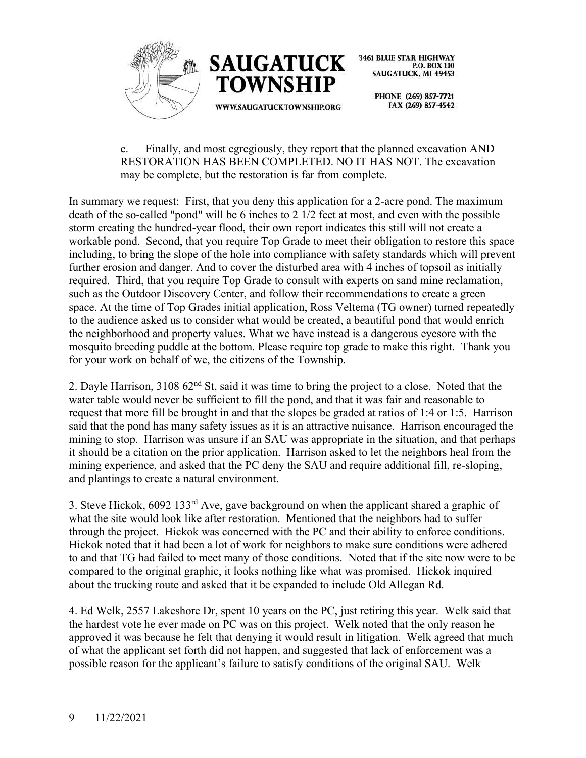e. Finally, and most egregiously, they report that the planned excavation AND RESTORATION HAS BEEN COMPLETED. NO IT HAS NOT. The excavation may be complete, but the restoration is far from complete.

In summary we request: First, that you deny this application for a 2-acre pond. The maximum death of the so-called "pond" will be 6 inches to 2 1/2 feet at most, and even with the possible storm creating the hundred-year flood, their own report indicates this still will not create a workable pond. Second, that you require Top Grade to meet their obligation to restore this space including, to bring the slope of the hole into compliance with safety standards which will prevent further erosion and danger. And to cover the disturbed area with 4 inches of topsoil as initially required. Third, that you require Top Grade to consult with experts on sand mine reclamation, such as the Outdoor Discovery Center, and follow their recommendations to create a green space. At the time of Top Grades initial application, Ross Veltema (TG owner) turned repeatedly to the audience asked us to consider what would be created, a beautiful pond that would enrich the neighborhood and property values. What we have instead is a dangerous eyesore with the mosquito breeding puddle at the bottom. Please require top grade to make this right. Thank you for your work on behalf of we, the citizens of the Township.

2. Dayle Harrison, 3108 62nd St, said it was time to bring the project to a close. Noted that the water table would never be sufficient to fill the pond, and that it was fair and reasonable to request that more fill be brought in and that the slopes be graded at ratios of 1:4 or 1:5. Harrison said that the pond has many safety issues as it is an attractive nuisance. Harrison encouraged the mining to stop. Harrison was unsure if an SAU was appropriate in the situation, and that perhaps it should be a citation on the prior application. Harrison asked to let the neighbors heal from the mining experience, and asked that the PC deny the SAU and require additional fill, re-sloping, and plantings to create a natural environment.

3. Steve Hickok, 6092 133rd Ave, gave background on when the applicant shared a graphic of what the site would look like after restoration. Mentioned that the neighbors had to suffer through the project. Hickok was concerned with the PC and their ability to enforce conditions. Hickok noted that it had been a lot of work for neighbors to make sure conditions were adhered to and that TG had failed to meet many of those conditions. Noted that if the site now were to be compared to the original graphic, it looks nothing like what was promised. Hickok inquired about the trucking route and asked that it be expanded to include Old Allegan Rd.

4. Ed Welk, 2557 Lakeshore Dr, spent 10 years on the PC, just retiring this year. Welk said that the hardest vote he ever made on PC was on this project. Welk noted that the only reason he approved it was because he felt that denying it would result in litigation. Welk agreed that much of what the applicant set forth did not happen, and suggested that lack of enforcement was a possible reason for the applicant's failure to satisfy conditions of the original SAU. Welk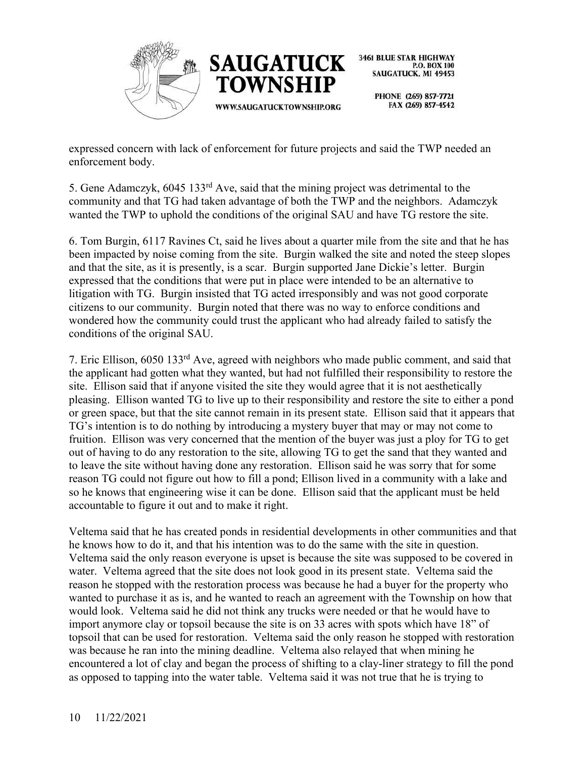expressed concern with lack of enforcement for future projects and said the TWP needed an enforcement body.

5. Gene Adamczyk, 6045 133rd Ave, said that the mining project was detrimental to the community and that TG had taken advantage of both the TWP and the neighbors. Adamczyk wanted the TWP to uphold the conditions of the original SAU and have TG restore the site.

6. Tom Burgin, 6117 Ravines Ct, said he lives about a quarter mile from the site and that he has been impacted by noise coming from the site. Burgin walked the site and noted the steep slopes and that the site, as it is presently, is a scar. Burgin supported Jane Dickie's letter. Burgin expressed that the conditions that were put in place were intended to be an alternative to litigation with TG. Burgin insisted that TG acted irresponsibly and was not good corporate citizens to our community. Burgin noted that there was no way to enforce conditions and wondered how the community could trust the applicant who had already failed to satisfy the conditions of the original SAU.

7. Eric Ellison, 6050 133rd Ave, agreed with neighbors who made public comment, and said that the applicant had gotten what they wanted, but had not fulfilled their responsibility to restore the site. Ellison said that if anyone visited the site they would agree that it is not aesthetically pleasing. Ellison wanted TG to live up to their responsibility and restore the site to either a pond or green space, but that the site cannot remain in its present state. Ellison said that it appears that TG's intention is to do nothing by introducing a mystery buyer that may or may not come to fruition. Ellison was very concerned that the mention of the buyer was just a ploy for TG to get out of having to do any restoration to the site, allowing TG to get the sand that they wanted and to leave the site without having done any restoration. Ellison said he was sorry that for some reason TG could not figure out how to fill a pond; Ellison lived in a community with a lake and so he knows that engineering wise it can be done. Ellison said that the applicant must be held accountable to figure it out and to make it right.

Veltema said that he has created ponds in residential developments in other communities and that he knows how to do it, and that his intention was to do the same with the site in question. Veltema said the only reason everyone is upset is because the site was supposed to be covered in water. Veltema agreed that the site does not look good in its present state. Veltema said the reason he stopped with the restoration process was because he had a buyer for the property who wanted to purchase it as is, and he wanted to reach an agreement with the Township on how that would look. Veltema said he did not think any trucks were needed or that he would have to import anymore clay or topsoil because the site is on 33 acres with spots which have 18" of topsoil that can be used for restoration. Veltema said the only reason he stopped with restoration was because he ran into the mining deadline. Veltema also relayed that when mining he encountered a lot of clay and began the process of shifting to a clay-liner strategy to fill the pond as opposed to tapping into the water table. Veltema said it was not true that he is trying to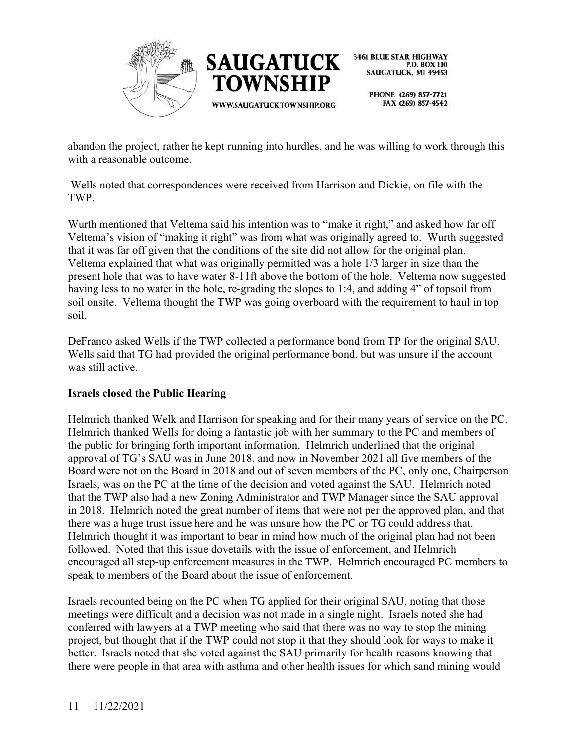abandon the project, rather he kept running into hurdles, and he was willing to work through this with a reasonable outcome.

Wells noted that correspondences were received from Harrison and Dickie, on file with the TWP.

Wurth mentioned that Veltema said his intention was to "make it right," and asked how far off Veltema's vision of "making it right" was from what was originally agreed to. Wurth suggested that it was far off given that the conditions of the site did not allow for the original plan. Veltema explained that what was originally permitted was a hole 1/3 larger in size than the present hole that was to have water 8-11ft above the bottom of the hole. Veltema now suggested having less to no water in the hole, re-grading the slopes to 1:4, and adding 4" of topsoil from soil onsite. Veltema thought the TWP was going overboard with the requirement to haul in top soil.

DeFranco asked Wells if the TWP collected a performance bond from TP for the original SAU. Wells said that TG had provided the original performance bond, but was unsure if the account was still active.

**Israels closed the Public Hearing**

Helmrich thanked Welk and Harrison for speaking and for their many years of service on the PC. Helmrich thanked Wells for doing a fantastic job with her summary to the PC and members of the public for bringing forth important information. Helmrich underlined that the original approval of TG's SAU was in June 2018, and now in November 2021 all five members of the Board were not on the Board in 2018 and out of seven members of the PC, only one, Chairperson Israels, was on the PC at the time of the decision and voted against the SAU. Helmrich noted that the TWP also had a new Zoning Administrator and TWP Manager since the SAU approval in 2018. Helmrich noted the great number of items that were not per the approved plan, and that there was a huge trust issue here and he was unsure how the PC or TG could address that. Helmrich thought it was important to bear in mind how much of the original plan had not been followed. Noted that this issue dovetails with the issue of enforcement, and Helmrich encouraged all step-up enforcement measures in the TWP. Helmrich encouraged PC members to speak to members of the Board about the issue of enforcement.

Israels recounted being on the PC when TG applied for their original SAU, noting that those meetings were difficult and a decision was not made in a single night. Israels noted she had conferred with lawyers at a TWP meeting who said that there was no way to stop the mining project, but thought that if the TWP could not stop it that they should look for ways to make it better. Israels noted that she voted against the SAU primarily for health reasons knowing that there were people in that area with asthma and other health issues for which sand mining would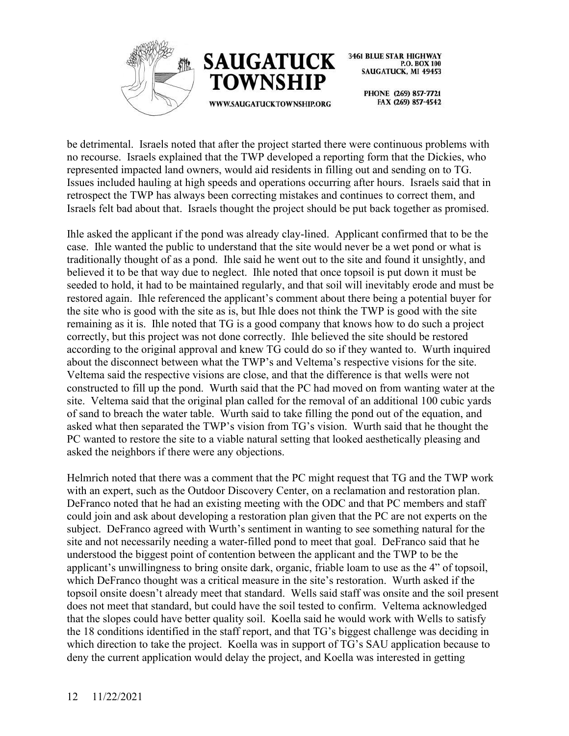be detrimental. Israels noted that after the project started there were continuous problems with no recourse. Israels explained that the TWP developed a reporting form that the Dickies, who represented impacted land owners, would aid residents in filling out and sending on to TG. Issues included hauling at high speeds and operations occurring after hours. Israels said that in retrospect the TWP has always been correcting mistakes and continues to correct them, and Israels felt bad about that. Israels thought the project should be put back together as promised.

Ihle asked the applicant if the pond was already clay-lined. Applicant confirmed that to be the case. Ihle wanted the public to understand that the site would never be a wet pond or what is traditionally thought of as a pond. Ihle said he went out to the site and found it unsightly, and believed it to be that way due to neglect. Ihle noted that once topsoil is put down it must be seeded to hold, it had to be maintained regularly, and that soil will inevitably erode and must be restored again. Ihle referenced the applicant's comment about there being a potential buyer for the site who is good with the site as is, but Ihle does not think the TWP is good with the site remaining as it is. Ihle noted that TG is a good company that knows how to do such a project correctly, but this project was not done correctly. Ihle believed the site should be restored according to the original approval and knew TG could do so if they wanted to. Wurth inquired about the disconnect between what the TWP's and Veltema's respective visions for the site. Veltema said the respective visions are close, and that the difference is that wells were not constructed to fill up the pond. Wurth said that the PC had moved on from wanting water at the site. Veltema said that the original plan called for the removal of an additional 100 cubic yards of sand to breach the water table. Wurth said to take filling the pond out of the equation, and asked what then separated the TWP's vision from TG's vision. Wurth said that he thought the PC wanted to restore the site to a viable natural setting that looked aesthetically pleasing and asked the neighbors if there were any objections.

Helmrich noted that there was a comment that the PC might request that TG and the TWP work with an expert, such as the Outdoor Discovery Center, on a reclamation and restoration plan. DeFranco noted that he had an existing meeting with the ODC and that PC members and staff could join and ask about developing a restoration plan given that the PC are not experts on the subject. DeFranco agreed with Wurth's sentiment in wanting to see something natural for the site and not necessarily needing a water-filled pond to meet that goal. DeFranco said that he understood the biggest point of contention between the applicant and the TWP to be the applicant's unwillingness to bring onsite dark, organic, friable loam to use as the 4" of topsoil, which DeFranco thought was a critical measure in the site's restoration. Wurth asked if the topsoil onsite doesn't already meet that standard. Wells said staff was onsite and the soil present does not meet that standard, but could have the soil tested to confirm. Veltema acknowledged that the slopes could have better quality soil. Koella said he would work with Wells to satisfy the 18 conditions identified in the staff report, and that TG's biggest challenge was deciding in which direction to take the project. Koella was in support of TG's SAU application because to deny the current application would delay the project, and Koella was interested in getting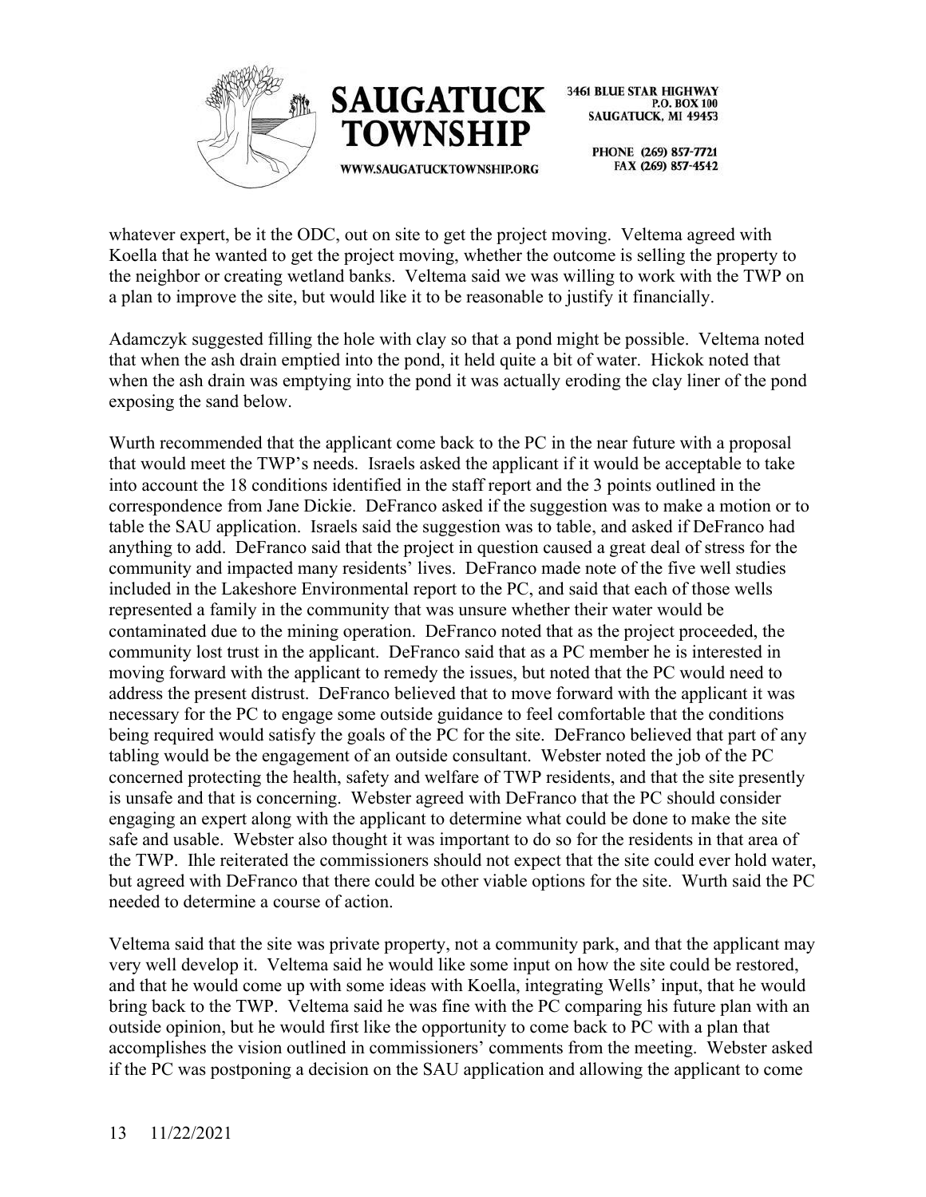whatever expert, be it the ODC, out on site to get the project moving. Veltema agreed with Koella that he wanted to get the project moving, whether the outcome is selling the property to the neighbor or creating wetland banks. Veltema said we was willing to work with the TWP on a plan to improve the site, but would like it to be reasonable to justify it financially.

Adamczyk suggested filling the hole with clay so that a pond might be possible. Veltema noted that when the ash drain emptied into the pond, it held quite a bit of water. Hickok noted that when the ash drain was emptying into the pond it was actually eroding the clay liner of the pond exposing the sand below.

Wurth recommended that the applicant come back to the PC in the near future with a proposal that would meet the TWP's needs. Israels asked the applicant if it would be acceptable to take into account the 18 conditions identified in the staff report and the 3 points outlined in the correspondence from Jane Dickie. DeFranco asked if the suggestion was to make a motion or to table the SAU application. Israels said the suggestion was to table, and asked if DeFranco had anything to add. DeFranco said that the project in question caused a great deal of stress for the community and impacted many residents' lives. DeFranco made note of the five well studies included in the Lakeshore Environmental report to the PC, and said that each of those wells represented a family in the community that was unsure whether their water would be contaminated due to the mining operation. DeFranco noted that as the project proceeded, the community lost trust in the applicant. DeFranco said that as a PC member he is interested in moving forward with the applicant to remedy the issues, but noted that the PC would need to address the present distrust. DeFranco believed that to move forward with the applicant it was necessary for the PC to engage some outside guidance to feel comfortable that the conditions being required would satisfy the goals of the PC for the site. DeFranco believed that part of any tabling would be the engagement of an outside consultant. Webster noted the job of the PC concerned protecting the health, safety and welfare of TWP residents, and that the site presently is unsafe and that is concerning. Webster agreed with DeFranco that the PC should consider engaging an expert along with the applicant to determine what could be done to make the site safe and usable. Webster also thought it was important to do so for the residents in that area of the TWP. Ihle reiterated the commissioners should not expect that the site could ever hold water, but agreed with DeFranco that there could be other viable options for the site. Wurth said the PC needed to determine a course of action.

Veltema said that the site was private property, not a community park, and that the applicant may very well develop it. Veltema said he would like some input on how the site could be restored, and that he would come up with some ideas with Koella, integrating Wells' input, that he would bring back to the TWP. Veltema said he was fine with the PC comparing his future plan with an outside opinion, but he would first like the opportunity to come back to PC with a plan that accomplishes the vision outlined in commissioners' comments from the meeting. Webster asked if the PC was postponing a decision on the SAU application and allowing the applicant to come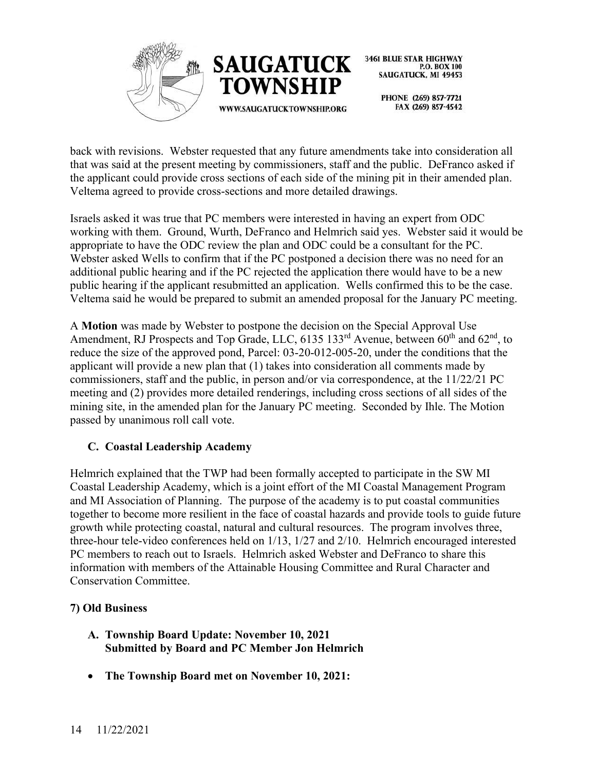back with revisions. Webster requested that any future amendments take into consideration all that was said at the present meeting by commissioners, staff and the public. DeFranco asked if the applicant could provide cross sections of each side of the mining pit in their amended plan. Veltema agreed to provide cross-sections and more detailed drawings.

Israels asked it was true that PC members were interested in having an expert from ODC working with them. Ground, Wurth, DeFranco and Helmrich said yes. Webster said it would be appropriate to have the ODC review the plan and ODC could be a consultant for the PC. Webster asked Wells to confirm that if the PC postponed a decision there was no need for an additional public hearing and if the PC rejected the application there would have to be a new public hearing if the applicant resubmitted an application. Wells confirmed this to be the case. Veltema said he would be prepared to submit an amended proposal for the January PC meeting.

A **Motion** was made by Webster to postpone the decision on the Special Approval Use Amendment, RJ Prospects and Top Grade, LLC, 6135 133rd Avenue, between 60th and 62nd, to reduce the size of the approved pond, Parcel: 03-20-012-005-20, under the conditions that the applicant will provide a new plan that (1) takes into consideration all comments made by commissioners, staff and the public, in person and/or via correspondence, at the 11/22/21 PC meeting and (2) provides more detailed renderings, including cross sections of all sides of the mining site, in the amended plan for the January PC meeting. Seconded by Ihle. The Motion passed by unanimous roll call vote.

### C. Coastal Leadership Academy

Helmrich explained that the TWP had been formally accepted to participate in the SW MI Coastal Leadership Academy, which is a joint effort of the MI Coastal Management Program and MI Association of Planning. The purpose of the academy is to put coastal communities together to become more resilient in the face of coastal hazards and provide tools to guide future growth while protecting coastal, natural and cultural resources. The program involves three, three-hour tele-video conferences held on 1/13, 1/27 and 2/10. Helmrich encouraged interested PC members to reach out to Israels. Helmrich asked Webster and DeFranco to share this information with members of the Attainable Housing Committee and Rural Character and Conservation Committee.

## 7) Old Business

### A. Township Board Update: November 10, 2021 Submitted by Board and PC Member Jon Helmrich

- **The Township Board met on November 10, 2021:**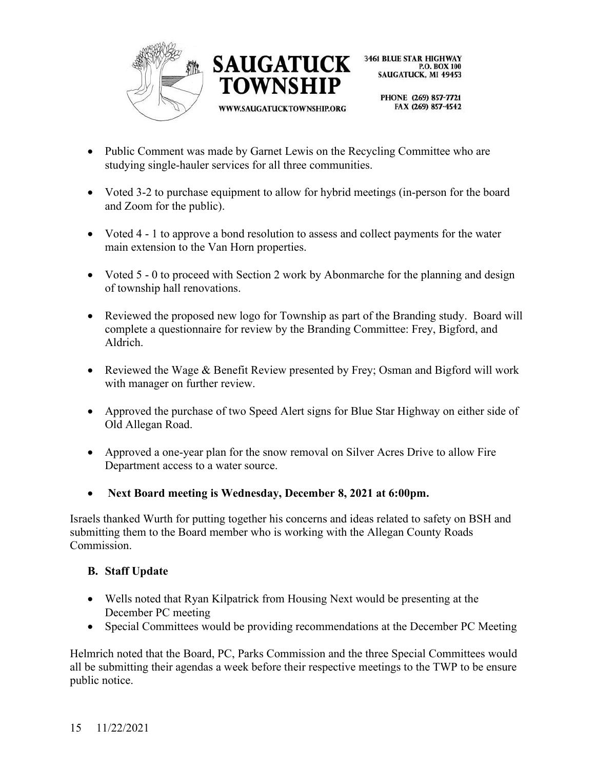- Public Comment was made by Garnet Lewis on the Recycling Committee who are studying single-hauler services for all three communities.
- Voted 3-2 to purchase equipment to allow for hybrid meetings (in-person for the board and Zoom for the public).
- Voted 4 - 1 to approve a bond resolution to assess and collect payments for the water main extension to the Van Horn properties.
- Voted 5 - 0 to proceed with Section 2 work by Abonmarche for the planning and design of township hall renovations.
- Reviewed the proposed new logo for Township as part of the Branding study. Board will complete a questionnaire for review by the Branding Committee: Frey, Bigford, and Aldrich.
- Reviewed the Wage & Benefit Review presented by Frey; Osman and Bigford will work with manager on further review.
- Approved the purchase of two Speed Alert signs for Blue Star Highway on either side of Old Allegan Road.
- Approved a one-year plan for the snow removal on Silver Acres Drive to allow Fire Department access to a water source.
- **Next Board meeting is Wednesday, December 8, 2021 at 6:00pm.**

Israels thanked Wurth for putting together his concerns and ideas related to safety on BSH and submitting them to the Board member who is working with the Allegan County Roads Commission.

### B. Staff Update

- Wells noted that Ryan Kilpatrick from Housing Next would be presenting at the December PC meeting
- Special Committees would be providing recommendations at the December PC Meeting

Helmrich noted that the Board, PC, Parks Commission and the three Special Committees would all be submitting their agendas a week before their respective meetings to the TWP to be ensure public notice.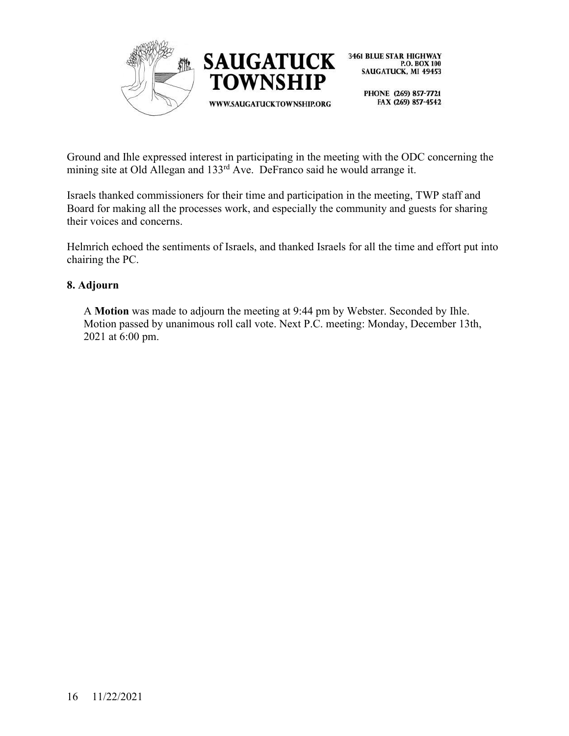Ground and Ihle expressed interest in participating in the meeting with the ODC concerning the mining site at Old Allegan and 133rd Ave. DeFranco said he would arrange it.

Israels thanked commissioners for their time and participation in the meeting, TWP staff and Board for making all the processes work, and especially the community and guests for sharing their voices and concerns.

Helmrich echoed the sentiments of Israels, and thanked Israels for all the time and effort put into chairing the PC.

**8. Adjourn**

A **Motion** was made to adjourn the meeting at 9:44 pm by Webster. Seconded by Ihle. Motion passed by unanimous roll call vote. Next P.C. meeting: Monday, December 13th, 2021 at 6:00 pm.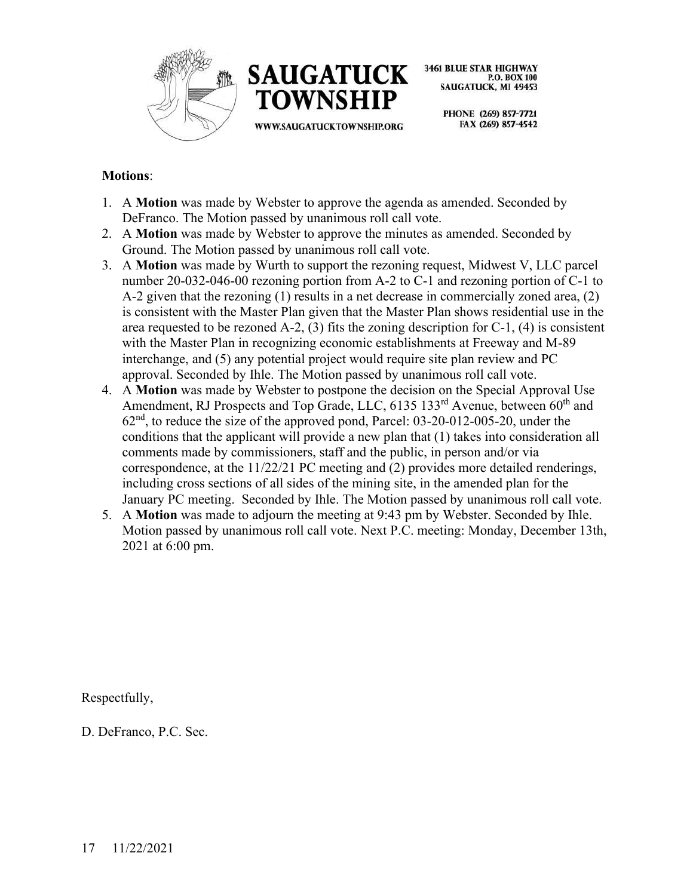**Motions**:

1. A **Motion** was made by Webster to approve the agenda as amended. Seconded by DeFranco. The Motion passed by unanimous roll call vote.
2. A **Motion** was made by Webster to approve the minutes as amended. Seconded by Ground. The Motion passed by unanimous roll call vote.
3. A **Motion** was made by Wurth to support the rezoning request, Midwest V, LLC parcel number 20-032-046-00 rezoning portion from A-2 to C-1 and rezoning portion of C-1 to A-2 given that the rezoning (1) results in a net decrease in commercially zoned area, (2) is consistent with the Master Plan given that the Master Plan shows residential use in the area requested to be rezoned A-2, (3) fits the zoning description for C-1, (4) is consistent with the Master Plan in recognizing economic establishments at Freeway and M-89 interchange, and (5) any potential project would require site plan review and PC approval. Seconded by Ihle. The Motion passed by unanimous roll call vote.
4. A **Motion** was made by Webster to postpone the decision on the Special Approval Use Amendment, RJ Prospects and Top Grade, LLC, 6135 133rd Avenue, between 60th and 62nd, to reduce the size of the approved pond, Parcel: 03-20-012-005-20, under the conditions that the applicant will provide a new plan that (1) takes into consideration all comments made by commissioners, staff and the public, in person and/or via correspondence, at the 11/22/21 PC meeting and (2) provides more detailed renderings, including cross sections of all sides of the mining site, in the amended plan for the January PC meeting. Seconded by Ihle. The Motion passed by unanimous roll call vote.
5. A **Motion** was made to adjourn the meeting at 9:43 pm by Webster. Seconded by Ihle. Motion passed by unanimous roll call vote. Next P.C. meeting: Monday, December 13th, 2021 at 6:00 pm.

Respectfully,

D. DeFranco, P.C. Sec.